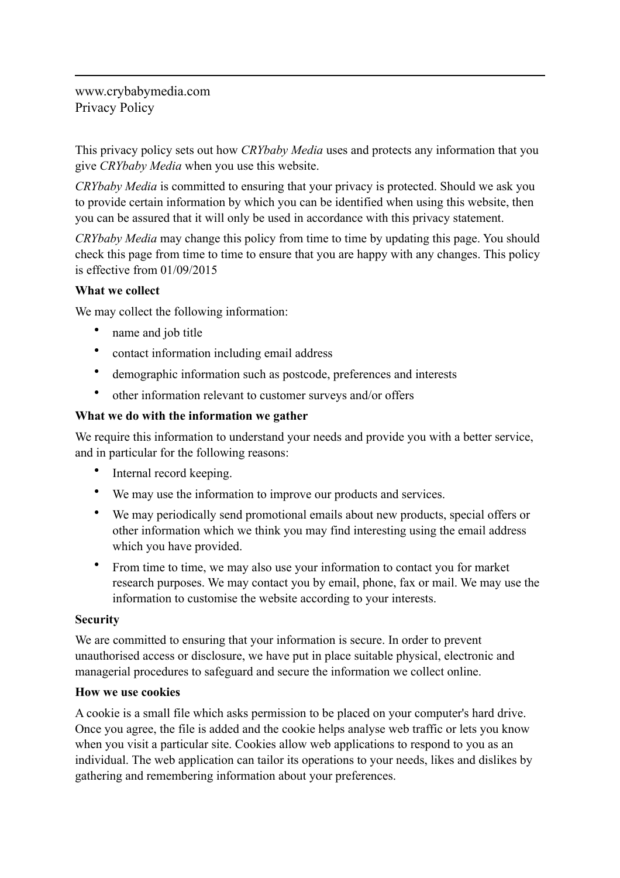www.crybabymedia.com
Privacy Policy

This privacy policy sets out how *CRYbaby Media* uses and protects any information that you give *CRYbaby Media* when you use this website.

*CRYbaby Media* is committed to ensuring that your privacy is protected. Should we ask you to provide certain information by which you can be identified when using this website, then you can be assured that it will only be used in accordance with this privacy statement.

*CRYbaby Media* may change this policy from time to time by updating this page. You should check this page from time to time to ensure that you are happy with any changes. This policy is effective from 01/09/2015

**What we collect**

We may collect the following information:

- name and job title
- contact information including email address
- demographic information such as postcode, preferences and interests
- other information relevant to customer surveys and/or offers

**What we do with the information we gather**

We require this information to understand your needs and provide you with a better service, and in particular for the following reasons:

- Internal record keeping.
- We may use the information to improve our products and services.
- We may periodically send promotional emails about new products, special offers or other information which we think you may find interesting using the email address which you have provided.
- From time to time, we may also use your information to contact you for market research purposes. We may contact you by email, phone, fax or mail. We may use the information to customise the website according to your interests.

**Security**

We are committed to ensuring that your information is secure. In order to prevent unauthorised access or disclosure, we have put in place suitable physical, electronic and managerial procedures to safeguard and secure the information we collect online.

**How we use cookies**

A cookie is a small file which asks permission to be placed on your computer's hard drive. Once you agree, the file is added and the cookie helps analyse web traffic or lets you know when you visit a particular site. Cookies allow web applications to respond to you as an individual. The web application can tailor its operations to your needs, likes and dislikes by gathering and remembering information about your preferences.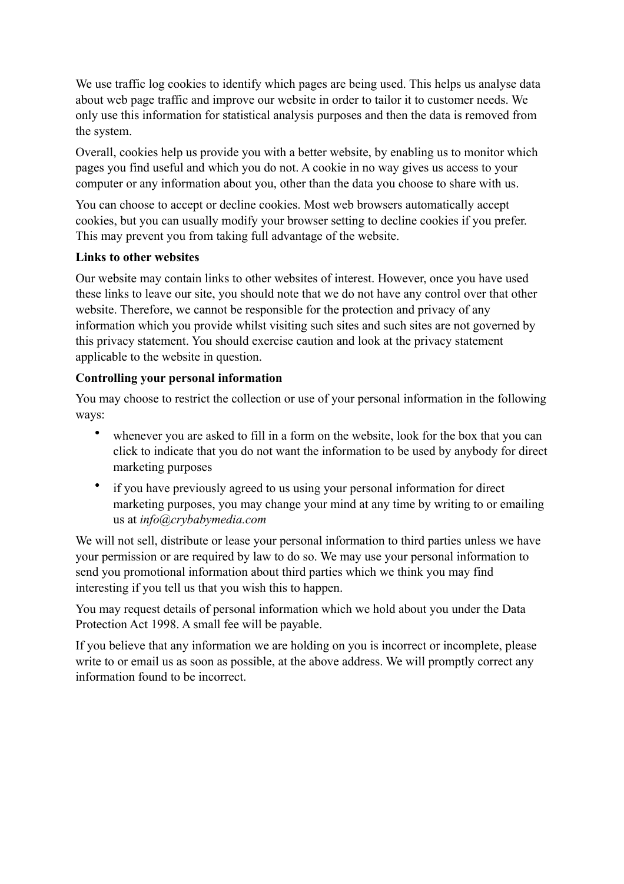We use traffic log cookies to identify which pages are being used. This helps us analyse data about web page traffic and improve our website in order to tailor it to customer needs. We only use this information for statistical analysis purposes and then the data is removed from the system.

Overall, cookies help us provide you with a better website, by enabling us to monitor which pages you find useful and which you do not. A cookie in no way gives us access to your computer or any information about you, other than the data you choose to share with us.

You can choose to accept or decline cookies. Most web browsers automatically accept cookies, but you can usually modify your browser setting to decline cookies if you prefer. This may prevent you from taking full advantage of the website.

**Links to other websites**

Our website may contain links to other websites of interest. However, once you have used these links to leave our site, you should note that we do not have any control over that other website. Therefore, we cannot be responsible for the protection and privacy of any information which you provide whilst visiting such sites and such sites are not governed by this privacy statement. You should exercise caution and look at the privacy statement applicable to the website in question.

**Controlling your personal information**

You may choose to restrict the collection or use of your personal information in the following ways:

- whenever you are asked to fill in a form on the website, look for the box that you can click to indicate that you do not want the information to be used by anybody for direct marketing purposes
- if you have previously agreed to us using your personal information for direct marketing purposes, you may change your mind at any time by writing to or emailing us at *info@crybabymedia.com*

We will not sell, distribute or lease your personal information to third parties unless we have your permission or are required by law to do so. We may use your personal information to send you promotional information about third parties which we think you may find interesting if you tell us that you wish this to happen.

You may request details of personal information which we hold about you under the Data Protection Act 1998. A small fee will be payable.

If you believe that any information we are holding on you is incorrect or incomplete, please write to or email us as soon as possible, at the above address. We will promptly correct any information found to be incorrect.